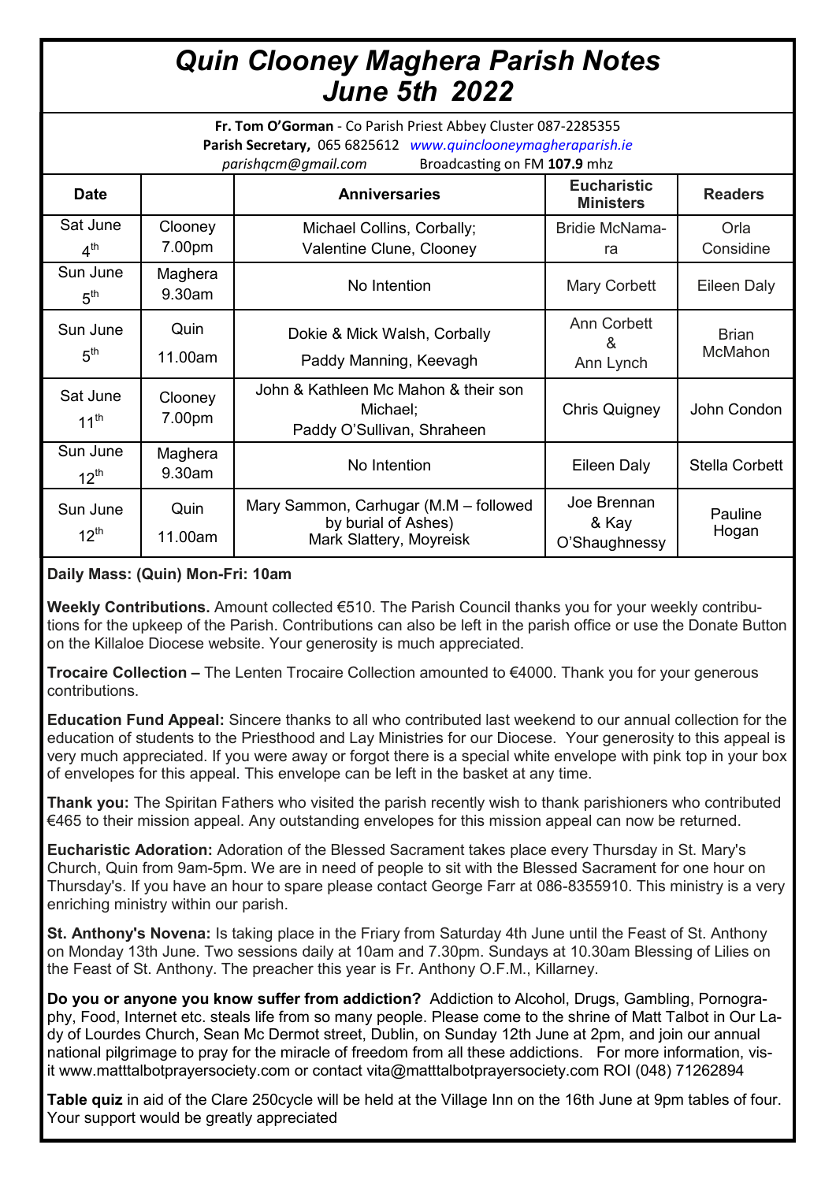# *Quin Clooney Maghera Parish Notes June 5th 2022*

**Fr. Tom O'Gorman** - Co Parish Priest Abbey Cluster 087-2285355
**Parish Secretary,** 065 6825612 *www.quinclooneymagheraparish.ie*
*parishqcm@gmail.com* Broadcasting on FM **107.9** mhz

| Date | | Anniversaries | Eucharistic Ministers | Readers |
|---|---|---|---|---|
| Sat June 4th | Clooney 7.00pm | Michael Collins, Corbally; Valentine Clune, Clooney | Bridie McNamara | Orla Considine |
| Sun June 5th | Maghera 9.30am | No Intention | Mary Corbett | Eileen Daly |
| Sun June 5th | Quin 11.00am | Dokie & Mick Walsh, Corbally Paddy Manning, Keevagh | Ann Corbett & Ann Lynch | Brian McMahon |
| Sat June 11th | Clooney 7.00pm | John & Kathleen Mc Mahon & their son Michael; Paddy O'Sullivan, Shraheen | Chris Quigney | John Condon |
| Sun June 12th | Maghera 9.30am | No Intention | Eileen Daly | Stella Corbett |
| Sun June 12th | Quin 11.00am | Mary Sammon, Carhugar (M.M – followed by burial of Ashes) Mark Slattery, Moyreisk | Joe Brennan & Kay O'Shaughnessy | Pauline Hogan |

**Daily Mass: (Quin) Mon-Fri: 10am**

**Weekly Contributions.** Amount collected €510. The Parish Council thanks you for your weekly contributions for the upkeep of the Parish. Contributions can also be left in the parish office or use the Donate Button on the Killaloe Diocese website. Your generosity is much appreciated.

**Trocaire Collection –** The Lenten Trocaire Collection amounted to €4000. Thank you for your generous contributions.

**Education Fund Appeal:** Sincere thanks to all who contributed last weekend to our annual collection for the education of students to the Priesthood and Lay Ministries for our Diocese. Your generosity to this appeal is very much appreciated. If you were away or forgot there is a special white envelope with pink top in your box of envelopes for this appeal. This envelope can be left in the basket at any time.

**Thank you:** The Spiritan Fathers who visited the parish recently wish to thank parishioners who contributed €465 to their mission appeal. Any outstanding envelopes for this mission appeal can now be returned.

**Eucharistic Adoration:** Adoration of the Blessed Sacrament takes place every Thursday in St. Mary's Church, Quin from 9am-5pm. We are in need of people to sit with the Blessed Sacrament for one hour on Thursday's. If you have an hour to spare please contact George Farr at 086-8355910. This ministry is a very enriching ministry within our parish.

**St. Anthony's Novena:** Is taking place in the Friary from Saturday 4th June until the Feast of St. Anthony on Monday 13th June. Two sessions daily at 10am and 7.30pm. Sundays at 10.30am Blessing of Lilies on the Feast of St. Anthony. The preacher this year is Fr. Anthony O.F.M., Killarney.

**Do you or anyone you know suffer from addiction?** Addiction to Alcohol, Drugs, Gambling, Pornography, Food, Internet etc. steals life from so many people. Please come to the shrine of Matt Talbot in Our Lady of Lourdes Church, Sean Mc Dermot street, Dublin, on Sunday 12th June at 2pm, and join our annual national pilgrimage to pray for the miracle of freedom from all these addictions. For more information, visit www.matttalbotprayersociety.com or contact vita@matttalbotprayersociety.com ROI (048) 71262894

**Table quiz** in aid of the Clare 250cycle will be held at the Village Inn on the 16th June at 9pm tables of four. Your support would be greatly appreciated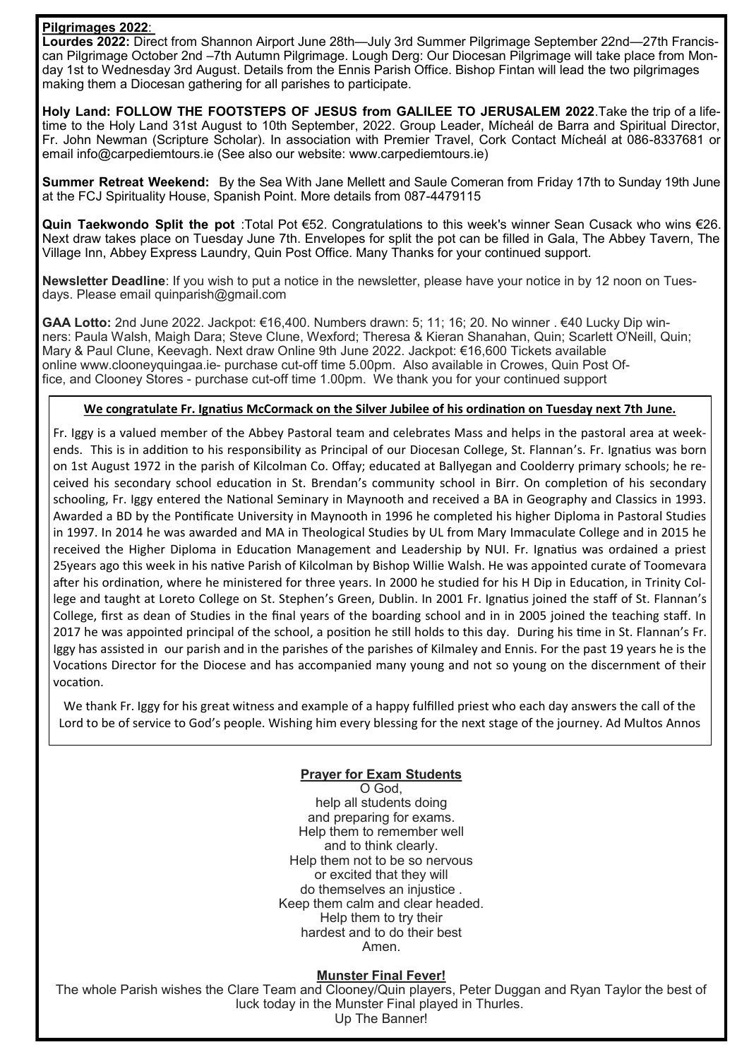**Pilgrimages 2022**:

**Lourdes 2022:** Direct from Shannon Airport June 28th—July 3rd Summer Pilgrimage September 22nd—27th Franciscan Pilgrimage October 2nd –7th Autumn Pilgrimage. Lough Derg: Our Diocesan Pilgrimage will take place from Monday 1st to Wednesday 3rd August. Details from the Ennis Parish Office. Bishop Fintan will lead the two pilgrimages making them a Diocesan gathering for all parishes to participate.

**Holy Land: FOLLOW THE FOOTSTEPS OF JESUS from GALILEE TO JERUSALEM 2022**.Take the trip of a lifetime to the Holy Land 31st August to 10th September, 2022. Group Leader, Mícheál de Barra and Spiritual Director, Fr. John Newman (Scripture Scholar). In association with Premier Travel, Cork Contact Mícheál at 086-8337681 or email info@carpediemtours.ie (See also our website: www.carpediemtours.ie)

**Summer Retreat Weekend:** By the Sea With Jane Mellett and Saule Comeran from Friday 17th to Sunday 19th June at the FCJ Spirituality House, Spanish Point. More details from 087-4479115

**Quin Taekwondo Split the pot** :Total Pot €52. Congratulations to this week's winner Sean Cusack who wins €26. Next draw takes place on Tuesday June 7th. Envelopes for split the pot can be filled in Gala, The Abbey Tavern, The Village Inn, Abbey Express Laundry, Quin Post Office. Many Thanks for your continued support.

**Newsletter Deadline**: If you wish to put a notice in the newsletter, please have your notice in by 12 noon on Tuesdays. Please email quinparish@gmail.com

**GAA Lotto:** 2nd June 2022. Jackpot: €16,400. Numbers drawn: 5; 11; 16; 20. No winner . €40 Lucky Dip winners: Paula Walsh, Maigh Dara; Steve Clune, Wexford; Theresa & Kieran Shanahan, Quin; Scarlett O'Neill, Quin; Mary & Paul Clune, Keevagh. Next draw Online 9th June 2022. Jackpot: €16,600 Tickets available online www.clooneyquingaa.ie- purchase cut-off time 5.00pm. Also available in Crowes, Quin Post Office, and Clooney Stores - purchase cut-off time 1.00pm. We thank you for your continued support

**We congratulate Fr. Ignatius McCormack on the Silver Jubilee of his ordination on Tuesday next 7th June.**

Fr. Iggy is a valued member of the Abbey Pastoral team and celebrates Mass and helps in the pastoral area at weekends. This is in addition to his responsibility as Principal of our Diocesan College, St. Flannan's. Fr. Ignatius was born on 1st August 1972 in the parish of Kilcolman Co. Offay; educated at Ballyegan and Coolderry primary schools; he received his secondary school education in St. Brendan's community school in Birr. On completion of his secondary schooling, Fr. Iggy entered the National Seminary in Maynooth and received a BA in Geography and Classics in 1993. Awarded a BD by the Pontificate University in Maynooth in 1996 he completed his higher Diploma in Pastoral Studies in 1997. In 2014 he was awarded and MA in Theological Studies by UL from Mary Immaculate College and in 2015 he received the Higher Diploma in Education Management and Leadership by NUI. Fr. Ignatius was ordained a priest 25years ago this week in his native Parish of Kilcolman by Bishop Willie Walsh. He was appointed curate of Toomevara after his ordination, where he ministered for three years. In 2000 he studied for his H Dip in Education, in Trinity College and taught at Loreto College on St. Stephen's Green, Dublin. In 2001 Fr. Ignatius joined the staff of St. Flannan's College, first as dean of Studies in the final years of the boarding school and in in 2005 joined the teaching staff. In 2017 he was appointed principal of the school, a position he still holds to this day. During his time in St. Flannan's Fr. Iggy has assisted in our parish and in the parishes of the parishes of Kilmaley and Ennis. For the past 19 years he is the Vocations Director for the Diocese and has accompanied many young and not so young on the discernment of their vocation.

We thank Fr. Iggy for his great witness and example of a happy fulfilled priest who each day answers the call of the Lord to be of service to God's people. Wishing him every blessing for the next stage of the journey. Ad Multos Annos

**Prayer for Exam Students**

O God,
help all students doing
and preparing for exams.
Help them to remember well
and to think clearly.
Help them not to be so nervous
or excited that they will
do themselves an injustice .
Keep them calm and clear headed.
Help them to try their
hardest and to do their best
Amen.

**Munster Final Fever!**

The whole Parish wishes the Clare Team and Clooney/Quin players, Peter Duggan and Ryan Taylor the best of luck today in the Munster Final played in Thurles.
Up The Banner!